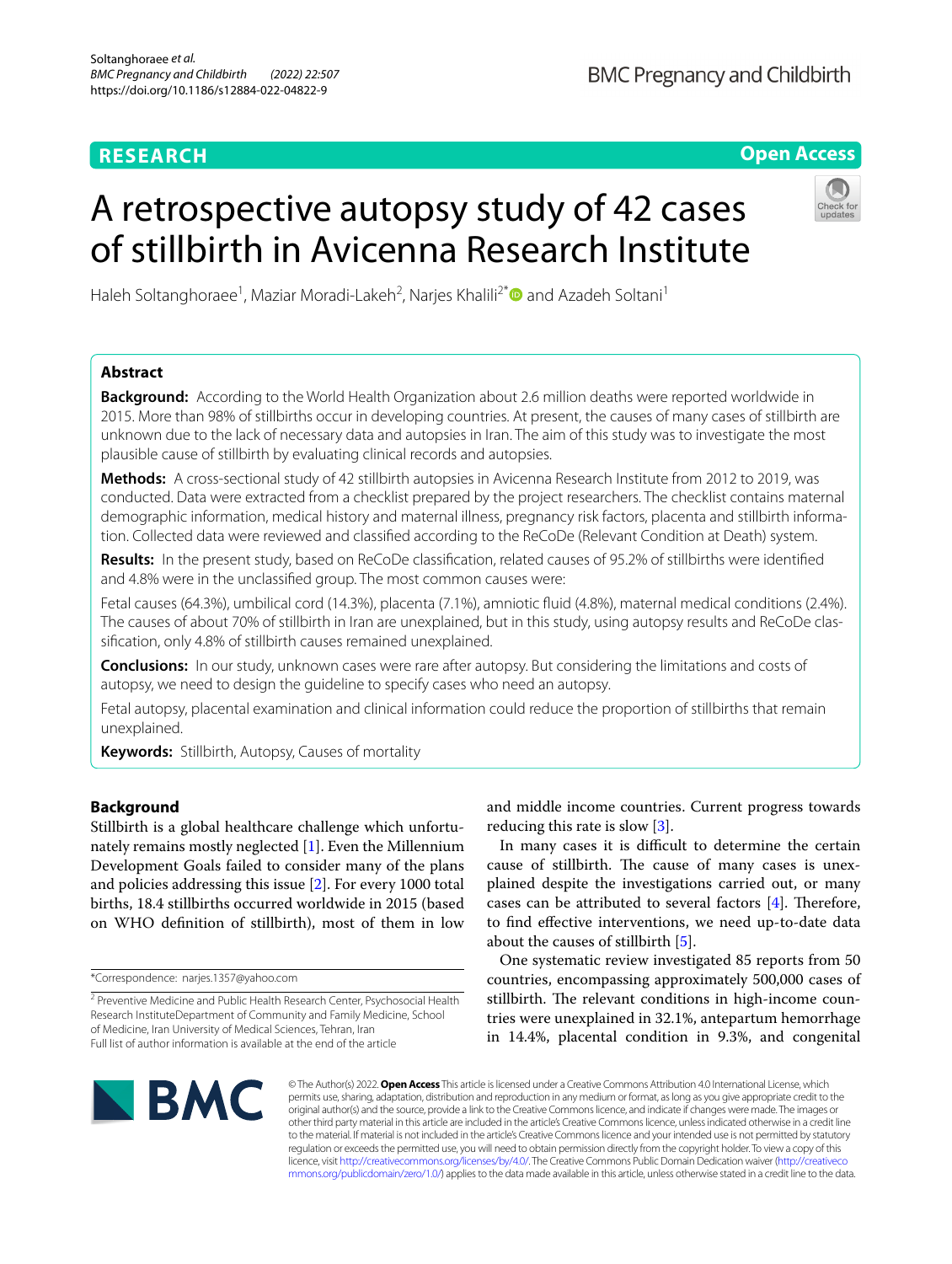RESEARCH

Open Access

# A retrospective autopsy study of 42 cases of stillbirth in Avicenna Research Institute

Haleh Soltanghoraee[1], Maziar Moradi-Lakeh[2], Narjes Khalili[2*] and Azadeh Soltani[1]

## Abstract

**Background:** According to the World Health Organization about 2.6 million deaths were reported worldwide in 2015. More than 98% of stillbirths occur in developing countries. At present, the causes of many cases of stillbirth are unknown due to the lack of necessary data and autopsies in Iran. The aim of this study was to investigate the most plausible cause of stillbirth by evaluating clinical records and autopsies.

**Methods:** A cross-sectional study of 42 stillbirth autopsies in Avicenna Research Institute from 2012 to 2019, was conducted. Data were extracted from a checklist prepared by the project researchers. The checklist contains maternal demographic information, medical history and maternal illness, pregnancy risk factors, placenta and stillbirth information. Collected data were reviewed and classified according to the ReCoDe (Relevant Condition at Death) system.

**Results:** In the present study, based on ReCoDe classification, related causes of 95.2% of stillbirths were identified and 4.8% were in the unclassified group. The most common causes were:

Fetal causes (64.3%), umbilical cord (14.3%), placenta (7.1%), amniotic fluid (4.8%), maternal medical conditions (2.4%). The causes of about 70% of stillbirth in Iran are unexplained, but in this study, using autopsy results and ReCoDe classification, only 4.8% of stillbirth causes remained unexplained.

**Conclusions:** In our study, unknown cases were rare after autopsy. But considering the limitations and costs of autopsy, we need to design the guideline to specify cases who need an autopsy.

Fetal autopsy, placental examination and clinical information could reduce the proportion of stillbirths that remain unexplained.

**Keywords:** Stillbirth, Autopsy, Causes of mortality

## Background

Stillbirth is a global healthcare challenge which unfortunately remains mostly neglected [1]. Even the Millennium Development Goals failed to consider many of the plans and policies addressing this issue [2]. For every 1000 total births, 18.4 stillbirths occurred worldwide in 2015 (based on WHO definition of stillbirth), most of them in low and middle income countries. Current progress towards reducing this rate is slow [3].

In many cases it is difficult to determine the certain cause of stillbirth. The cause of many cases is unexplained despite the investigations carried out, or many cases can be attributed to several factors [4]. Therefore, to find effective interventions, we need up-to-date data about the causes of stillbirth [5].

One systematic review investigated 85 reports from 50 countries, encompassing approximately 500,000 cases of stillbirth. The relevant conditions in high-income countries were unexplained in 32.1%, antepartum hemorrhage in 14.4%, placental condition in 9.3%, and congenital

*Correspondence: narjes.1357@yahoo.com

[2] Preventive Medicine and Public Health Research Center, Psychosocial Health Research InstituteDepartment of Community and Family Medicine, School of Medicine, Iran University of Medical Sciences, Tehran, Iran

Full list of author information is available at the end of the article

© The Author(s) 2022. **Open Access** This article is licensed under a Creative Commons Attribution 4.0 International License, which permits use, sharing, adaptation, distribution and reproduction in any medium or format, as long as you give appropriate credit to the original author(s) and the source, provide a link to the Creative Commons licence, and indicate if changes were made. The images or other third party material in this article are included in the article's Creative Commons licence, unless indicated otherwise in a credit line to the material. If material is not included in the article's Creative Commons licence and your intended use is not permitted by statutory regulation or exceeds the permitted use, you will need to obtain permission directly from the copyright holder. To view a copy of this licence, visit http://creativecommons.org/licenses/by/4.0/. The Creative Commons Public Domain Dedication waiver (http://creativecommons.org/publicdomain/zero/1.0/) applies to the data made available in this article, unless otherwise stated in a credit line to the data.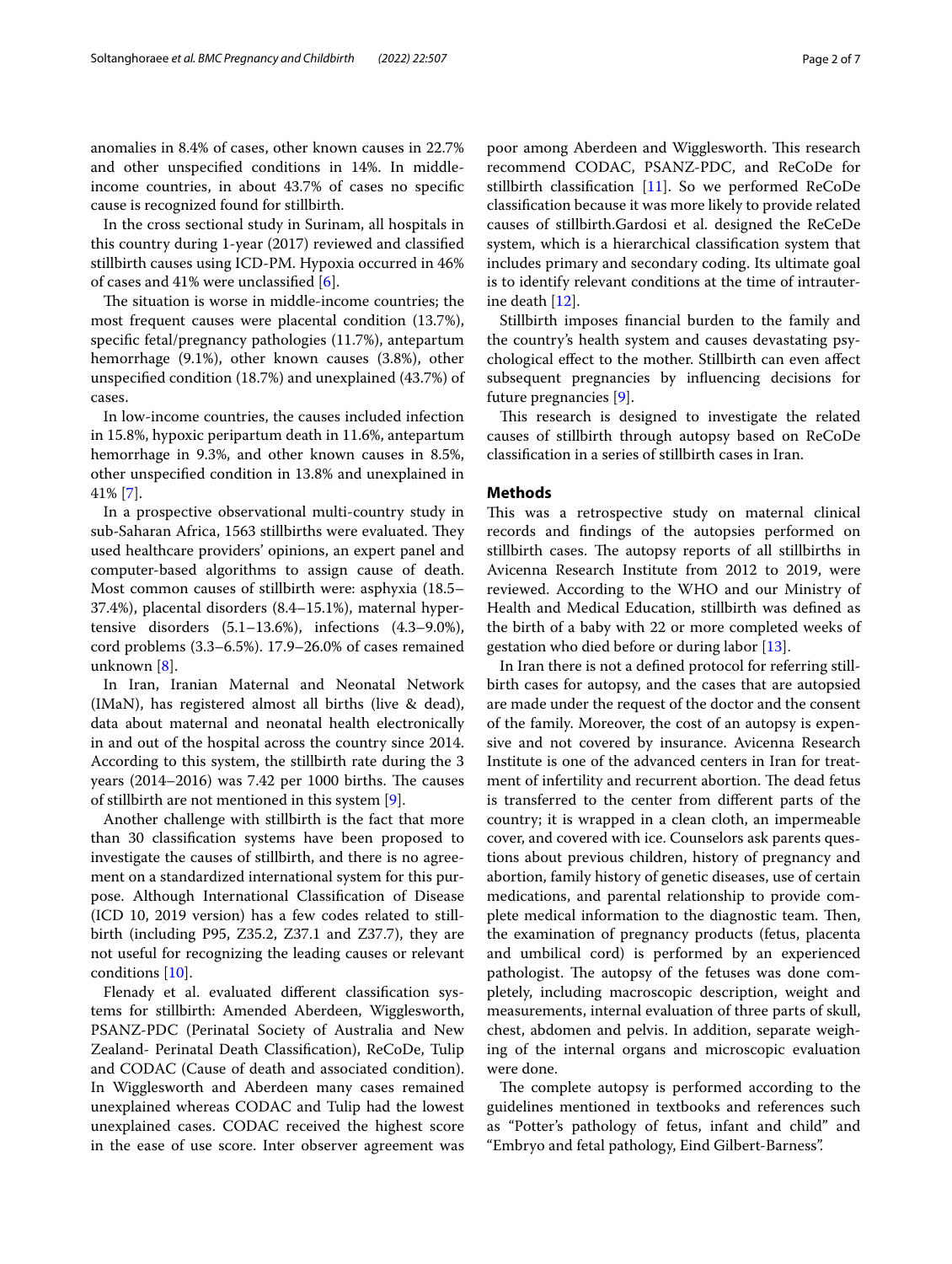anomalies in 8.4% of cases, other known causes in 22.7% and other unspecified conditions in 14%. In middle-income countries, in about 43.7% of cases no specific cause is recognized found for stillbirth.

In the cross sectional study in Surinam, all hospitals in this country during 1-year (2017) reviewed and classified stillbirth causes using ICD-PM. Hypoxia occurred in 46% of cases and 41% were unclassified [6].

The situation is worse in middle-income countries; the most frequent causes were placental condition (13.7%), specific fetal/pregnancy pathologies (11.7%), antepartum hemorrhage (9.1%), other known causes (3.8%), other unspecified condition (18.7%) and unexplained (43.7%) of cases.

In low-income countries, the causes included infection in 15.8%, hypoxic peripartum death in 11.6%, antepartum hemorrhage in 9.3%, and other known causes in 8.5%, other unspecified condition in 13.8% and unexplained in 41% [7].

In a prospective observational multi-country study in sub-Saharan Africa, 1563 stillbirths were evaluated. They used healthcare providers' opinions, an expert panel and computer-based algorithms to assign cause of death. Most common causes of stillbirth were: asphyxia (18.5–37.4%), placental disorders (8.4–15.1%), maternal hypertensive disorders (5.1–13.6%), infections (4.3–9.0%), cord problems (3.3–6.5%). 17.9–26.0% of cases remained unknown [8].

In Iran, Iranian Maternal and Neonatal Network (IMaN), has registered almost all births (live & dead), data about maternal and neonatal health electronically in and out of the hospital across the country since 2014. According to this system, the stillbirth rate during the 3 years (2014–2016) was 7.42 per 1000 births. The causes of stillbirth are not mentioned in this system [9].

Another challenge with stillbirth is the fact that more than 30 classification systems have been proposed to investigate the causes of stillbirth, and there is no agreement on a standardized international system for this purpose. Although International Classification of Disease (ICD 10, 2019 version) has a few codes related to stillbirth (including P95, Z35.2, Z37.1 and Z37.7), they are not useful for recognizing the leading causes or relevant conditions [10].

Flenady et al. evaluated different classification systems for stillbirth: Amended Aberdeen, Wigglesworth, PSANZ-PDC (Perinatal Society of Australia and New Zealand- Perinatal Death Classification), ReCoDe, Tulip and CODAC (Cause of death and associated condition). In Wigglesworth and Aberdeen many cases remained unexplained whereas CODAC and Tulip had the lowest unexplained cases. CODAC received the highest score in the ease of use score. Inter observer agreement was poor among Aberdeen and Wigglesworth. This research recommend CODAC, PSANZ-PDC, and ReCoDe for stillbirth classification [11]. So we performed ReCoDe classification because it was more likely to provide related causes of stillbirth.Gardosi et al. designed the ReCeDe system, which is a hierarchical classification system that includes primary and secondary coding. Its ultimate goal is to identify relevant conditions at the time of intrauterine death [12].

Stillbirth imposes financial burden to the family and the country's health system and causes devastating psychological effect to the mother. Stillbirth can even affect subsequent pregnancies by influencing decisions for future pregnancies [9].

This research is designed to investigate the related causes of stillbirth through autopsy based on ReCoDe classification in a series of stillbirth cases in Iran.

## Methods

This was a retrospective study on maternal clinical records and findings of the autopsies performed on stillbirth cases. The autopsy reports of all stillbirths in Avicenna Research Institute from 2012 to 2019, were reviewed. According to the WHO and our Ministry of Health and Medical Education, stillbirth was defined as the birth of a baby with 22 or more completed weeks of gestation who died before or during labor [13].

In Iran there is not a defined protocol for referring stillbirth cases for autopsy, and the cases that are autopsied are made under the request of the doctor and the consent of the family. Moreover, the cost of an autopsy is expensive and not covered by insurance. Avicenna Research Institute is one of the advanced centers in Iran for treatment of infertility and recurrent abortion. The dead fetus is transferred to the center from different parts of the country; it is wrapped in a clean cloth, an impermeable cover, and covered with ice. Counselors ask parents questions about previous children, history of pregnancy and abortion, family history of genetic diseases, use of certain medications, and parental relationship to provide complete medical information to the diagnostic team. Then, the examination of pregnancy products (fetus, placenta and umbilical cord) is performed by an experienced pathologist. The autopsy of the fetuses was done completely, including macroscopic description, weight and measurements, internal evaluation of three parts of skull, chest, abdomen and pelvis. In addition, separate weighing of the internal organs and microscopic evaluation were done.

The complete autopsy is performed according to the guidelines mentioned in textbooks and references such as "Potter's pathology of fetus, infant and child" and "Embryo and fetal pathology, Eind Gilbert-Barness".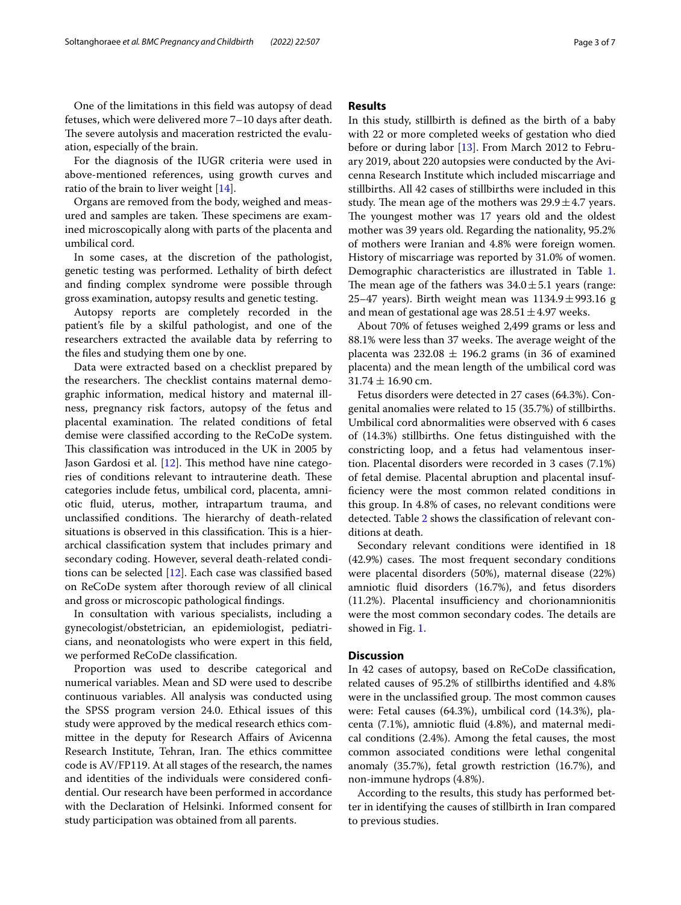One of the limitations in this field was autopsy of dead fetuses, which were delivered more 7–10 days after death. The severe autolysis and maceration restricted the evaluation, especially of the brain.

For the diagnosis of the IUGR criteria were used in above-mentioned references, using growth curves and ratio of the brain to liver weight [14].

Organs are removed from the body, weighed and measured and samples are taken. These specimens are examined microscopically along with parts of the placenta and umbilical cord.

In some cases, at the discretion of the pathologist, genetic testing was performed. Lethality of birth defect and finding complex syndrome were possible through gross examination, autopsy results and genetic testing.

Autopsy reports are completely recorded in the patient's file by a skilful pathologist, and one of the researchers extracted the available data by referring to the files and studying them one by one.

Data were extracted based on a checklist prepared by the researchers. The checklist contains maternal demographic information, medical history and maternal illness, pregnancy risk factors, autopsy of the fetus and placental examination. The related conditions of fetal demise were classified according to the ReCoDe system. This classification was introduced in the UK in 2005 by Jason Gardosi et al. [12]. This method have nine categories of conditions relevant to intrauterine death. These categories include fetus, umbilical cord, placenta, amniotic fluid, uterus, mother, intrapartum trauma, and unclassified conditions. The hierarchy of death-related situations is observed in this classification. This is a hierarchical classification system that includes primary and secondary coding. However, several death-related conditions can be selected [12]. Each case was classified based on ReCoDe system after thorough review of all clinical and gross or microscopic pathological findings.

In consultation with various specialists, including a gynecologist/obstetrician, an epidemiologist, pediatricians, and neonatologists who were expert in this field, we performed ReCoDe classification.

Proportion was used to describe categorical and numerical variables. Mean and SD were used to describe continuous variables. All analysis was conducted using the SPSS program version 24.0. Ethical issues of this study were approved by the medical research ethics committee in the deputy for Research Affairs of Avicenna Research Institute, Tehran, Iran. The ethics committee code is AV/FP119. At all stages of the research, the names and identities of the individuals were considered confidential. Our research have been performed in accordance with the Declaration of Helsinki. Informed consent for study participation was obtained from all parents.

## Results

In this study, stillbirth is defined as the birth of a baby with 22 or more completed weeks of gestation who died before or during labor [13]. From March 2012 to February 2019, about 220 autopsies were conducted by the Avicenna Research Institute which included miscarriage and stillbirths. All 42 cases of stillbirths were included in this study. The mean age of the mothers was $29.9 \pm 4.7$ years. The youngest mother was 17 years old and the oldest mother was 39 years old. Regarding the nationality, 95.2% of mothers were Iranian and 4.8% were foreign women. History of miscarriage was reported by 31.0% of women. Demographic characteristics are illustrated in Table 1. The mean age of the fathers was $34.0 \pm 5.1$ years (range: 25–47 years). Birth weight mean was $1134.9 \pm 993.16$ g and mean of gestational age was $28.51 \pm 4.97$ weeks.

About 70% of fetuses weighed 2,499 grams or less and 88.1% were less than 37 weeks. The average weight of the placenta was $232.08 \pm 196.2$ grams (in 36 of examined placenta) and the mean length of the umbilical cord was $31.74 \pm 16.90$ cm.

Fetus disorders were detected in 27 cases (64.3%). Congenital anomalies were related to 15 (35.7%) of stillbirths. Umbilical cord abnormalities were observed with 6 cases of (14.3%) stillbirths. One fetus distinguished with the constricting loop, and a fetus had velamentous insertion. Placental disorders were recorded in 3 cases (7.1%) of fetal demise. Placental abruption and placental insufficiency were the most common related conditions in this group. In 4.8% of cases, no relevant conditions were detected. Table 2 shows the classification of relevant conditions at death.

Secondary relevant conditions were identified in 18 (42.9%) cases. The most frequent secondary conditions were placental disorders (50%), maternal disease (22%) amniotic fluid disorders (16.7%), and fetus disorders (11.2%). Placental insufficiency and chorionamnionitis were the most common secondary codes. The details are showed in Fig. 1.

## Discussion

In 42 cases of autopsy, based on ReCoDe classification, related causes of 95.2% of stillbirths identified and 4.8% were in the unclassified group. The most common causes were: Fetal causes (64.3%), umbilical cord (14.3%), placenta (7.1%), amniotic fluid (4.8%), and maternal medical conditions (2.4%). Among the fetal causes, the most common associated conditions were lethal congenital anomaly (35.7%), fetal growth restriction (16.7%), and non-immune hydrops (4.8%).

According to the results, this study has performed better in identifying the causes of stillbirth in Iran compared to previous studies.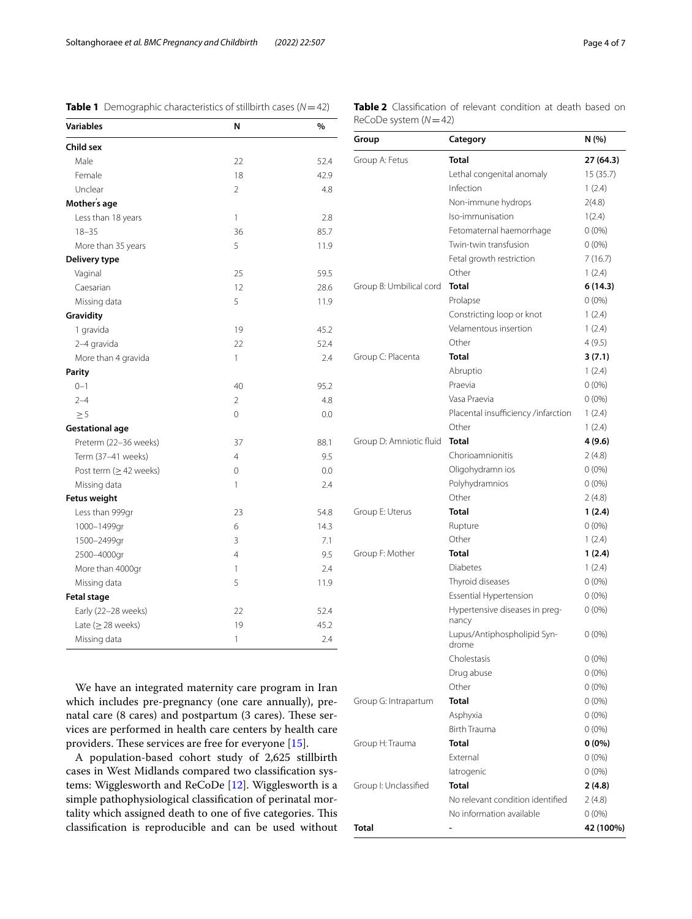**Table 1** Demographic characteristics of stillbirth cases ($N=42$)

| Variables | N | % |
|---|---|---|
| **Child sex** | | |
| Male | 22 | 52.4 |
| Female | 18 | 42.9 |
| Unclear | 2 | 4.8 |
| **Mother's age** | | |
| Less than 18 years | 1 | 2.8 |
| 18–35 | 36 | 85.7 |
| More than 35 years | 5 | 11.9 |
| **Delivery type** | | |
| Vaginal | 25 | 59.5 |
| Caesarian | 12 | 28.6 |
| Missing data | 5 | 11.9 |
| **Gravidity** | | |
| 1 gravida | 19 | 45.2 |
| 2–4 gravida | 22 | 52.4 |
| More than 4 gravida | 1 | 2.4 |
| **Parity** | | |
| 0–1 | 40 | 95.2 |
| 2–4 | 2 | 4.8 |
| ≥ 5 | 0 | 0.0 |
| **Gestational age** | | |
| Preterm (22–36 weeks) | 37 | 88.1 |
| Term (37–41 weeks) | 4 | 9.5 |
| Post term (≥ 42 weeks) | 0 | 0.0 |
| Missing data | 1 | 2.4 |
| **Fetus weight** | | |
| Less than 999gr | 23 | 54.8 |
| 1000–1499gr | 6 | 14.3 |
| 1500–2499gr | 3 | 7.1 |
| 2500–4000gr | 4 | 9.5 |
| More than 4000gr | 1 | 2.4 |
| Missing data | 5 | 11.9 |
| **Fetal stage** | | |
| Early (22–28 weeks) | 22 | 52.4 |
| Late (≥ 28 weeks) | 19 | 45.2 |
| Missing data | 1 | 2.4 |

We have an integrated maternity care program in Iran which includes pre-pregnancy (one care annually), prenatal care (8 cares) and postpartum (3 cares). These services are performed in health care centers by health care providers. These services are free for everyone [15].

A population-based cohort study of 2,625 stillbirth cases in West Midlands compared two classification systems: Wigglesworth and ReCoDe [12]. Wigglesworth is a simple pathophysiological classification of perinatal mortality which assigned death to one of five categories. This classification is reproducible and can be used without

**Table 2** Classification of relevant condition at death based on ReCoDe system ($N=42$)

| Group | Category | N (%) |
|---|---|---|
| Group A: Fetus | **Total** | **27 (64.3)** |
| | Lethal congenital anomaly | 15 (35.7) |
| | Infection | 1 (2.4) |
| | Non-immune hydrops | 2(4.8) |
| | Iso-immunisation | 1(2.4) |
| | Fetomaternal haemorrhage | 0 (0%) |
| | Twin-twin transfusion | 0 (0%) |
| | Fetal growth restriction | 7 (16.7) |
| | Other | 1 (2.4) |
| Group B: Umbilical cord | **Total** | **6 (14.3)** |
| | Prolapse | 0 (0%) |
| | Constricting loop or knot | 1 (2.4) |
| | Velamentous insertion | 1 (2.4) |
| | Other | 4 (9.5) |
| Group C: Placenta | **Total** | **3 (7.1)** |
| | Abruptio | 1 (2.4) |
| | Praevia | 0 (0%) |
| | Vasa Praevia | 0 (0%) |
| | Placental insufficiency /infarction | 1 (2.4) |
| | Other | 1 (2.4) |
| Group D: Amniotic fluid | **Total** | **4 (9.6)** |
| | Chorioamnionitis | 2 (4.8) |
| | Oligohydramn ios | 0 (0%) |
| | Polyhydramnios | 0 (0%) |
| | Other | 2 (4.8) |
| Group E: Uterus | **Total** | **1 (2.4)** |
| | Rupture | 0 (0%) |
| | Other | 1 (2.4) |
| Group F: Mother | **Total** | **1 (2.4)** |
| | Diabetes | 1 (2.4) |
| | Thyroid diseases | 0 (0%) |
| | Essential Hypertension | 0 (0%) |
| | Hypertensive diseases in pregnancy | 0 (0%) |
| | Lupus/Antiphospholipid Syndrome | 0 (0%) |
| | Cholestasis | 0 (0%) |
| | Drug abuse | 0 (0%) |
| | Other | 0 (0%) |
| Group G: Intrapartum | **Total** | 0 (0%) |
| | Asphyxia | 0 (0%) |
| | Birth Trauma | 0 (0%) |
| Group H: Trauma | **Total** | **0 (0%)** |
| | External | 0 (0%) |
| | Iatrogenic | 0 (0%) |
| Group I: Unclassified | **Total** | **2 (4.8)** |
| | No relevant condition identified | 2 (4.8) |
| | No information available | 0 (0%) |
| **Total** | - | **42 (100%)** |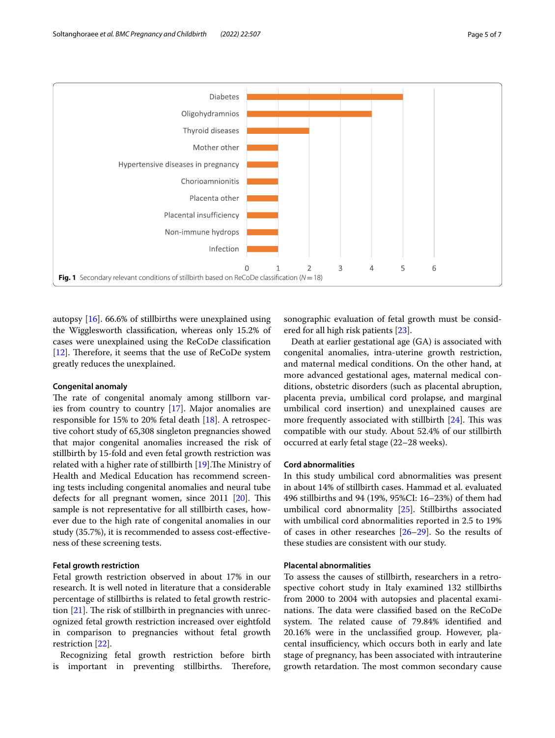Fig. 1 Secondary relevant conditions of stillbirth based on ReCoDe classification (*N* = 18)

autopsy [16]. 66.6% of stillbirths were unexplained using the Wigglesworth classification, whereas only 15.2% of cases were unexplained using the ReCoDe classification [12]. Therefore, it seems that the use of ReCoDe system greatly reduces the unexplained.

### Congenital anomaly

The rate of congenital anomaly among stillborn varies from country to country [17]. Major anomalies are responsible for 15% to 20% fetal death [18]. A retrospective cohort study of 65,308 singleton pregnancies showed that major congenital anomalies increased the risk of stillbirth by 15-fold and even fetal growth restriction was related with a higher rate of stillbirth [19].The Ministry of Health and Medical Education has recommend screening tests including congenital anomalies and neural tube defects for all pregnant women, since 2011 [20]. This sample is not representative for all stillbirth cases, however due to the high rate of congenital anomalies in our study (35.7%), it is recommended to assess cost-effectiveness of these screening tests.

### Fetal growth restriction

Fetal growth restriction observed in about 17% in our research. It is well noted in literature that a considerable percentage of stillbirths is related to fetal growth restriction [21]. The risk of stillbirth in pregnancies with unrecognized fetal growth restriction increased over eightfold in comparison to pregnancies without fetal growth restriction [22].

Recognizing fetal growth restriction before birth is important in preventing stillbirths. Therefore, sonographic evaluation of fetal growth must be considered for all high risk patients [23].

Death at earlier gestational age (GA) is associated with congenital anomalies, intra-uterine growth restriction, and maternal medical conditions. On the other hand, at more advanced gestational ages, maternal medical conditions, obstetric disorders (such as placental abruption, placenta previa, umbilical cord prolapse, and marginal umbilical cord insertion) and unexplained causes are more frequently associated with stillbirth [24]. This was compatible with our study. About 52.4% of our stillbirth occurred at early fetal stage (22–28 weeks).

### Cord abnormalities

In this study umbilical cord abnormalities was present in about 14% of stillbirth cases. Hammad et al. evaluated 496 stillbirths and 94 (19%, 95%CI: 16–23%) of them had umbilical cord abnormality [25]. Stillbirths associated with umbilical cord abnormalities reported in 2.5 to 19% of cases in other researches [26–29]. So the results of these studies are consistent with our study.

### Placental abnormalities

To assess the causes of stillbirth, researchers in a retrospective cohort study in Italy examined 132 stillbirths from 2000 to 2004 with autopsies and placental examinations. The data were classified based on the ReCoDe system. The related cause of 79.84% identified and 20.16% were in the unclassified group. However, placental insufficiency, which occurs both in early and late stage of pregnancy, has been associated with intrauterine growth retardation. The most common secondary cause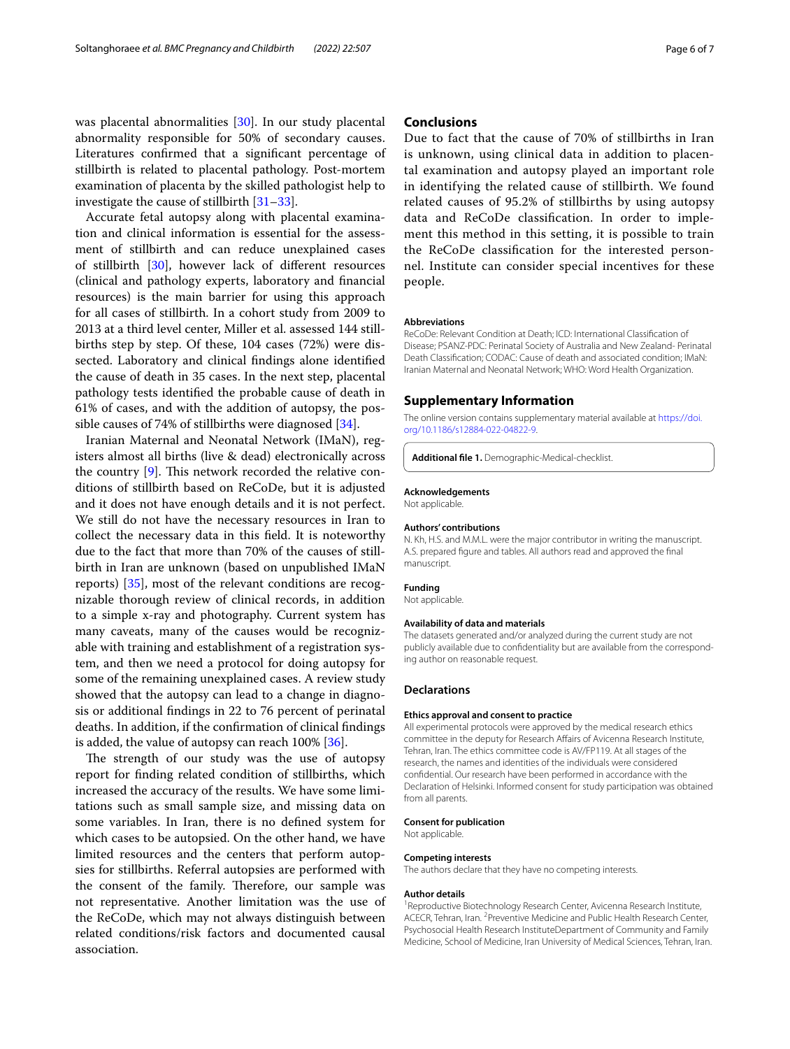was placental abnormalities [30]. In our study placental abnormality responsible for 50% of secondary causes. Literatures confirmed that a significant percentage of stillbirth is related to placental pathology. Post-mortem examination of placenta by the skilled pathologist help to investigate the cause of stillbirth [31–33].

Accurate fetal autopsy along with placental examination and clinical information is essential for the assessment of stillbirth and can reduce unexplained cases of stillbirth [30], however lack of different resources (clinical and pathology experts, laboratory and financial resources) is the main barrier for using this approach for all cases of stillbirth. In a cohort study from 2009 to 2013 at a third level center, Miller et al. assessed 144 stillbirths step by step. Of these, 104 cases (72%) were dissected. Laboratory and clinical findings alone identified the cause of death in 35 cases. In the next step, placental pathology tests identified the probable cause of death in 61% of cases, and with the addition of autopsy, the possible causes of 74% of stillbirths were diagnosed [34].

Iranian Maternal and Neonatal Network (IMaN), registers almost all births (live & dead) electronically across the country [9]. This network recorded the relative conditions of stillbirth based on ReCoDe, but it is adjusted and it does not have enough details and it is not perfect. We still do not have the necessary resources in Iran to collect the necessary data in this field. It is noteworthy due to the fact that more than 70% of the causes of stillbirth in Iran are unknown (based on unpublished IMaN reports) [35], most of the relevant conditions are recognizable thorough review of clinical records, in addition to a simple x-ray and photography. Current system has many caveats, many of the causes would be recognizable with training and establishment of a registration system, and then we need a protocol for doing autopsy for some of the remaining unexplained cases. A review study showed that the autopsy can lead to a change in diagnosis or additional findings in 22 to 76 percent of perinatal deaths. In addition, if the confirmation of clinical findings is added, the value of autopsy can reach 100% [36].

The strength of our study was the use of autopsy report for finding related condition of stillbirths, which increased the accuracy of the results. We have some limitations such as small sample size, and missing data on some variables. In Iran, there is no defined system for which cases to be autopsied. On the other hand, we have limited resources and the centers that perform autopsies for stillbirths. Referral autopsies are performed with the consent of the family. Therefore, our sample was not representative. Another limitation was the use of the ReCoDe, which may not always distinguish between related conditions/risk factors and documented causal association.

## Conclusions

Due to fact that the cause of 70% of stillbirths in Iran is unknown, using clinical data in addition to placental examination and autopsy played an important role in identifying the related cause of stillbirth. We found related causes of 95.2% of stillbirths by using autopsy data and ReCoDe classification. In order to implement this method in this setting, it is possible to train the ReCoDe classification for the interested personnel. Institute can consider special incentives for these people.

#### Abbreviations

ReCoDe: Relevant Condition at Death; ICD: International Classification of Disease; PSANZ-PDC: Perinatal Society of Australia and New Zealand- Perinatal Death Classification; CODAC: Cause of death and associated condition; IMaN: Iranian Maternal and Neonatal Network; WHO: Word Health Organization.

## Supplementary Information

The online version contains supplementary material available at https://doi.org/10.1186/s12884-022-04822-9.

**Additional file 1.** Demographic-Medical-checklist.

#### Acknowledgements

Not applicable.

#### Authors' contributions

N. Kh, H.S. and M.M.L. were the major contributor in writing the manuscript. A.S. prepared figure and tables. All authors read and approved the final manuscript.

#### Funding

Not applicable.

#### Availability of data and materials

The datasets generated and/or analyzed during the current study are not publicly available due to confidentiality but are available from the corresponding author on reasonable request.

### Declarations

#### Ethics approval and consent to practice

All experimental protocols were approved by the medical research ethics committee in the deputy for Research Affairs of Avicenna Research Institute, Tehran, Iran. The ethics committee code is AV/FP119. At all stages of the research, the names and identities of the individuals were considered confidential. Our research have been performed in accordance with the Declaration of Helsinki. Informed consent for study participation was obtained from all parents.

#### Consent for publication

Not applicable.

#### Competing interests

The authors declare that they have no competing interests.

#### Author details

[1]Reproductive Biotechnology Research Center, Avicenna Research Institute, ACECR, Tehran, Iran. [2]Preventive Medicine and Public Health Research Center, Psychosocial Health Research InstituteDepartment of Community and Family Medicine, School of Medicine, Iran University of Medical Sciences, Tehran, Iran.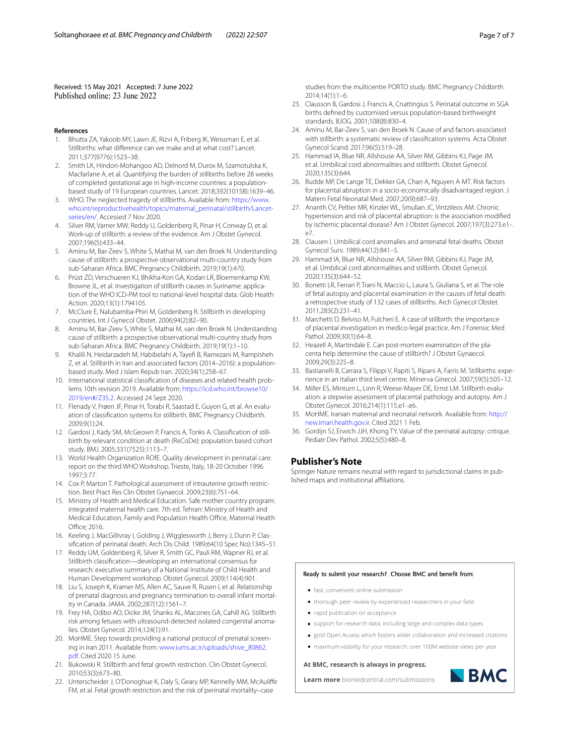Received: 15 May 2021 Accepted: 7 June 2022
Published online: 23 June 2022

## References

1. Bhutta ZA, Yakoob MY, Lawn JE, Rizvi A, Friberg IK, Weissman E, et al. Stillbirths: what difference can we make and at what cost? Lancet. 2011;377(9776):1523–38.
2. Smith LK, Hindori-Mohangoo AD, Delnord M, Durox M, Szamotulska K, Macfarlane A, et al. Quantifying the burden of stillbirths before 28 weeks of completed gestational age in high-income countries: a population-based study of 19 European countries. Lancet. 2018;392(10158):1639–46.
3. WHO. The neglected tragedy of stillbirths. Available from: https://www.who.int/reproductivehealth/topics/maternal_perinatal/stillbirth/Lancet-series/en/. Accessed 7 Nov 2020.
4. Silver RM, Varner MW, Reddy U, Goldenberg R, Pinar H, Conway D, et al. Work-up of stillbirth: a review of the evidence. Am J Obstet Gynecol. 2007;196(5):433–44.
5. Aminu M, Bar-Zeev S, White S, Mathai M, van den Broek N. Understanding cause of stillbirth: a prospective observational multi-country study from sub-Saharan Africa. BMC Pregnancy Childbirth. 2019;19(1):470.
6. Prüst ZD, Verschueren KJ, Bhikha-Kori GA, Kodan LR, Bloemenkamp KW, Browne JL, et al. Investigation of stillbirth causes in Suriname: application of the WHO ICD-PM tool to national-level hospital data. Glob Health Action. 2020;13(1):1794105.
7. McClure E, Nalubamba-Phiri M, Goldenberg R. Stillbirth in developing countries. Int J Gynecol Obstet. 2006;94(2):82–90.
8. Aminu M, Bar-Zeev S, White S, Mathai M, van den Broek N. Understanding cause of stillbirth: a prospective observational multi-country study from sub-Saharan Africa. BMC Pregnancy Childbirth. 2019;19(1):1–10.
9. Khalili N, Heidarzadeh M, Habibelahi A, Tayefi B, Ramezani M, Rampisheh Z, et al. Stillbirth in Iran and associated factors (2014–2016): a population-based study. Med J Islam Repub Iran. 2020;34(1):258–67.
10. International statistical classification of diseases and related health problems 10th revision 2019. Available from: https://icd.who.int/browse10/2019/en#/Z35.2. Accessed 24 Sept 2020.
11. Flenady V, Frøen JF, Pinar H, Torabi R, Saastad E, Guyon G, et al. An evaluation of classification systems for stillbirth. BMC Pregnancy Childbirth. 2009;9(1):24.
12. Gardosi J, Kady SM, McGeown P, Francis A, Tonks A. Classification of stillbirth by relevant condition at death (ReCoDe): population based cohort study. BMJ. 2005;331(7525):1113–7.
13. World Health Organization ROfE. Quality development in perinatal care: report on the third WHO Workshop. Trieste, Italy, 18-20 October 1996. 1997;3:77.
14. Cox P, Marton T. Pathological assessment of intrauterine growth restriction. Best Pract Res Clin Obstet Gynaecol. 2009;23(6):751–64.
15. Ministry of Health and Medical Education. Safe mother country program: integrated maternal health care. 7th ed. Tehran: Ministry of Health and Medical Education, Family and Population Health Office, Maternal Health Office; 2016.
16. Keeling J, MacGillivray I, Golding J, Wigglesworth J, Berry J, Dunn P. Classification of perinatal death. Arch Dis Child. 1989;64(10 Spec No):1345–51.
17. Reddy UM, Goldenberg R, Silver R, Smith GC, Pauli RM, Wapner RJ, et al. Stillbirth classification—developing an international consensus for research: executive summary of a National Institute of Child Health and Human Development workshop. Obstet Gynecol. 2009;114(4):901.
18. Liu S, Joseph K, Kramer MS, Allen AC, Sauve R, Rusen I, et al. Relationship of prenatal diagnosis and pregnancy termination to overall infant mortality in Canada. JAMA. 2002;287(12):1561–7.
19. Frey HA, Odibo AO, Dicke JM, Shanks AL, Macones GA, Cahill AG. Stillbirth risk among fetuses with ultrasound-detected isolated congenital anomalies. Obstet Gynecol. 2014;124(1):91.
20. MoHME. Step towards providing a national protocol of prenatal screening in Iran 2011. Available from: www.iums.ac.ir/uploads/shive_80862.pdf. Cited 2020 15 June.
21. Bukowski R. Stillbirth and fetal growth restriction. Clin Obstet Gynecol. 2010;53(3):673–80.
22. Unterscheider J, O'Donoghue K, Daly S, Geary MP, Kennelly MM, McAuliffe FM, et al. Fetal growth restriction and the risk of perinatal mortality–case studies from the multicentre PORTO study. BMC Pregnancy Childbirth. 2014;14(1):1–6.
23. Clausson B, Gardosi J, Francis A, Cnattingius S. Perinatal outcome in SGA births defined by customised versus population-based birthweight standards. BJOG. 2001;108(8):830–4.
24. Aminu M, Bar-Zeev S, van den Broek N. Cause of and factors associated with stillbirth: a systematic review of classification systems. Acta Obstet Gynecol Scand. 2017;96(5):519–28.
25. Hammad IA, Blue NR, Allshouse AA, Silver RM, Gibbins KJ, Page JM, et al. Umbilical cord abnormalities and stillbirth. Obstet Gynecol. 2020;135(3):644.
26. Budde MP, De Lange TE, Dekker GA, Chan A, Nguyen A-MT. Risk factors for placental abruption in a socio-economically disadvantaged region. J Matern Fetal Neonatal Med. 2007;20(9):687–93.
27. Ananth CV, Peltier MR, Kinzler WL, Smulian JC, Vintzileos AM. Chronic hypertension and risk of placental abruption: is the association modified by ischemic placental disease? Am J Obstet Gynecol. 2007;197(3):273.e1-.e7.
28. Clausen I. Umbilical cord anomalies and antenatal fetal deaths. Obstet Gynecol Surv. 1989;44(12):841–5.
29. Hammad IA, Blue NR, Allshouse AA, Silver RM, Gibbins KJ, Page JM, et al. Umbilical cord abnormalities and stillbirth. Obstet Gynecol. 2020;135(3):644–52.
30. Bonetti LR, Ferrari P, Trani N, Maccio L, Laura S, Giuliana S, et al. The role of fetal autopsy and placental examination in the causes of fetal death: a retrospective study of 132 cases of stillbirths. Arch Gynecol Obstet. 2011;283(2):231–41.
31. Marchetti D, Belviso M, Fulcheri E. A case of stillbirth: the importance of placental investigation in medico-legal practice. Am J Forensic Med Pathol. 2009;30(1):64–8.
32. Heazell A, Martindale E. Can post-mortem examination of the placenta help determine the cause of stillbirth? J Obstet Gynaecol. 2009;29(3):225–8.
33. Bastianelli B, Carrara S, Filippi V, Rapiti S, Ripani A, Farris M. Stillbirths: experience in an Italian third level centre. Minerva Ginecol. 2007;59(5):505–12.
34. Miller ES, Minturn L, Linn R, Weese-Mayer DE, Ernst LM. Stillbirth evaluation: a stepwise assessment of placental pathology and autopsy. Am J Obstet Gynecol. 2016;214(1):115.e1-.e6.
35. MoHME. Iranian maternal and neonatal network. Available from: http://new.iman.health.gov.ir. Cited 2021 1 Feb.
36. Gordijn SJ, Erwich JJH, Khong TY. Value of the perinatal autopsy: critique. Pediatr Dev Pathol. 2002;5(5):480–8.

## Publisher's Note

Springer Nature remains neutral with regard to jurisdictional claims in published maps and institutional affiliations.

Ready to submit your research? Choose BMC and benefit from:

- fast, convenient online submission
- thorough peer review by experienced researchers in your field
- rapid publication on acceptance
- support for research data, including large and complex data types
- gold Open Access which fosters wider collaboration and increased citations
- maximum visibility for your research: over 100M website views per year

**At BMC, research is always in progress.**

**Learn more** biomedcentral.com/submissions